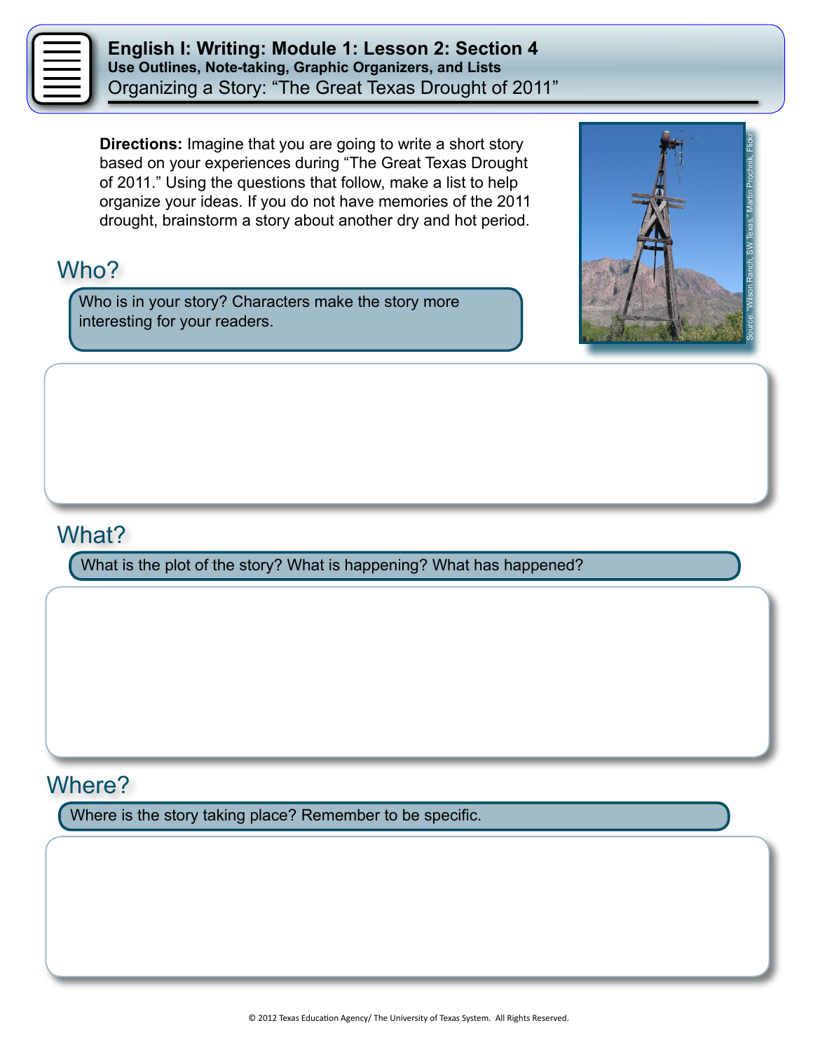# English I: Writing: Module 1: Lesson 2: Section 4

### Use Outlines, Note-taking, Graphic Organizers, and Lists

## Organizing a Story: "The Great Texas Drought of 2011"

**Directions:** Imagine that you are going to write a short story based on your experiences during "The Great Texas Drought of 2011." Using the questions that follow, make a list to help organize your ideas. If you do not have memories of the 2011 drought, brainstorm a story about another dry and hot period.

Source: "Wilson Ranch, SW Texas," Martin Prochnik, Flickr

## Who?

Who is in your story? Characters make the story more interesting for your readers.

## What?

What is the plot of the story? What is happening? What has happened?

## Where?

Where is the story taking place? Remember to be specific.

© 2012 Texas Education Agency/ The University of Texas System. All Rights Reserved.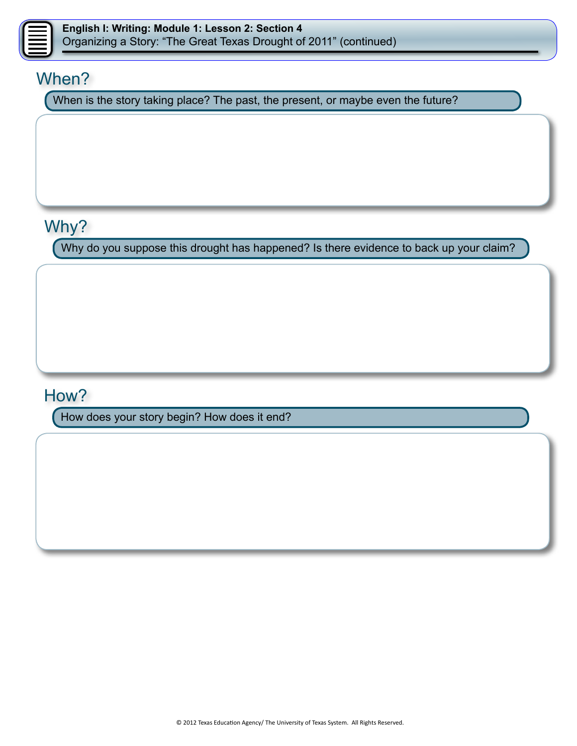**English I: Writing: Module 1: Lesson 2: Section 4**
Organizing a Story: “The Great Texas Drought of 2011” (continued)

## When?

When is the story taking place? The past, the present, or maybe even the future?

## Why?

Why do you suppose this drought has happened? Is there evidence to back up your claim?

## How?

How does your story begin? How does it end?

© 2012 Texas Education Agency/ The University of Texas System. All Rights Reserved.